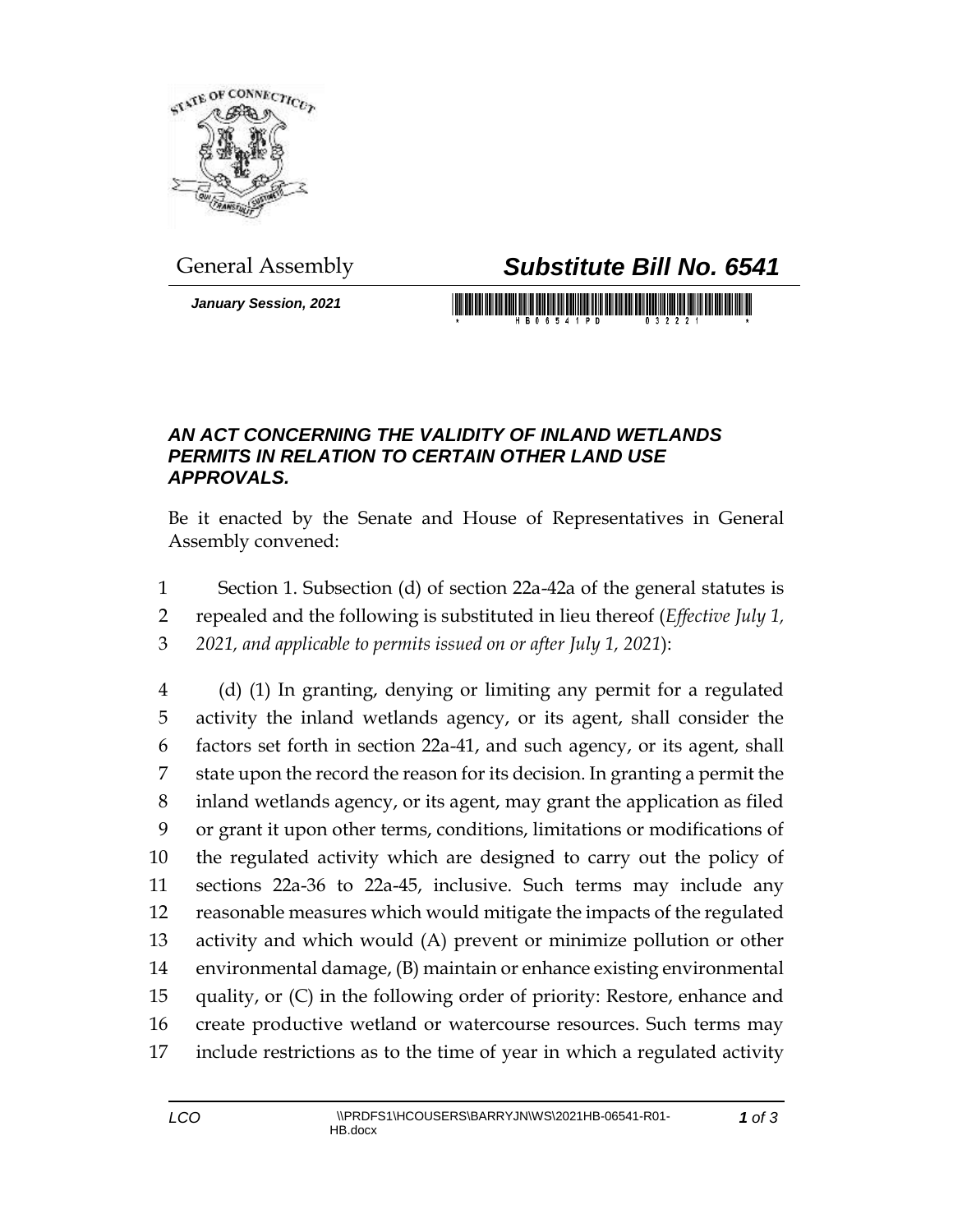General Assembly

# *Substitute Bill No. 6541*

***January Session, 2021***

### *AN ACT CONCERNING THE VALIDITY OF INLAND WETLANDS PERMITS IN RELATION TO CERTAIN OTHER LAND USE APPROVALS.*

Be it enacted by the Senate and House of Representatives in General Assembly convened:

1 Section 1. Subsection (d) of section 22a-42a of the general statutes is
2 repealed and the following is substituted in lieu thereof (*Effective July 1,*
3 *2021, and applicable to permits issued on or after July 1, 2021*):

4 (d) (1) In granting, denying or limiting any permit for a regulated
5 activity the inland wetlands agency, or its agent, shall consider the
6 factors set forth in section 22a-41, and such agency, or its agent, shall
7 state upon the record the reason for its decision. In granting a permit the
8 inland wetlands agency, or its agent, may grant the application as filed
9 or grant it upon other terms, conditions, limitations or modifications of
10 the regulated activity which are designed to carry out the policy of
11 sections 22a-36 to 22a-45, inclusive. Such terms may include any
12 reasonable measures which would mitigate the impacts of the regulated
13 activity and which would (A) prevent or minimize pollution or other
14 environmental damage, (B) maintain or enhance existing environmental
15 quality, or (C) in the following order of priority: Restore, enhance and
16 create productive wetland or watercourse resources. Such terms may
17 include restrictions as to the time of year in which a regulated activity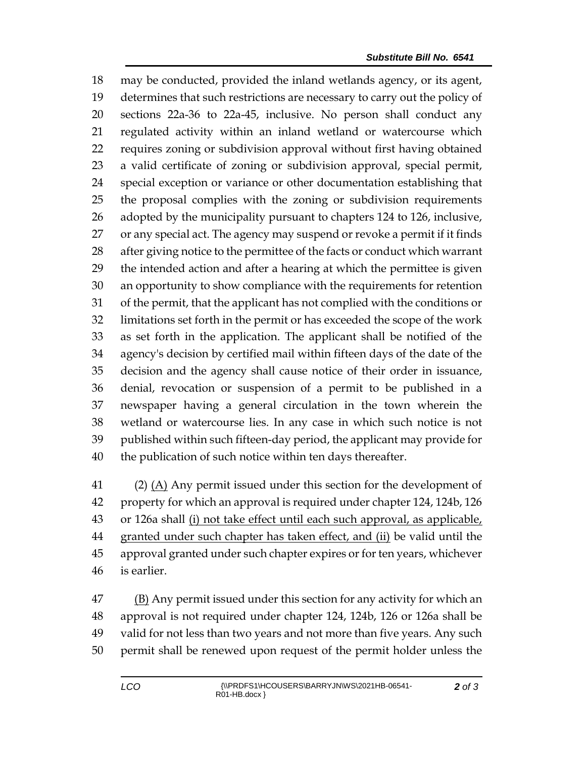may be conducted, provided the inland wetlands agency, or its agent, determines that such restrictions are necessary to carry out the policy of sections 22a-36 to 22a-45, inclusive. No person shall conduct any regulated activity within an inland wetland or watercourse which requires zoning or subdivision approval without first having obtained a valid certificate of zoning or subdivision approval, special permit, special exception or variance or other documentation establishing that the proposal complies with the zoning or subdivision requirements adopted by the municipality pursuant to chapters 124 to 126, inclusive, or any special act. The agency may suspend or revoke a permit if it finds after giving notice to the permittee of the facts or conduct which warrant the intended action and after a hearing at which the permittee is given an opportunity to show compliance with the requirements for retention of the permit, that the applicant has not complied with the conditions or limitations set forth in the permit or has exceeded the scope of the work as set forth in the application. The applicant shall be notified of the agency's decision by certified mail within fifteen days of the date of the decision and the agency shall cause notice of their order in issuance, denial, revocation or suspension of a permit to be published in a newspaper having a general circulation in the town wherein the wetland or watercourse lies. In any case in which such notice is not published within such fifteen-day period, the applicant may provide for the publication of such notice within ten days thereafter.

(2) <u>(A)</u> Any permit issued under this section for the development of property for which an approval is required under chapter 124, 124b, 126 or 126a shall <u>(i) not take effect until each such approval, as applicable, granted under such chapter has taken effect, and (ii)</u> be valid until the approval granted under such chapter expires or for ten years, whichever is earlier.

<u>(B)</u> Any permit issued under this section for any activity for which an approval is not required under chapter 124, 124b, 126 or 126a shall be valid for not less than two years and not more than five years. Any such permit shall be renewed upon request of the permit holder unless the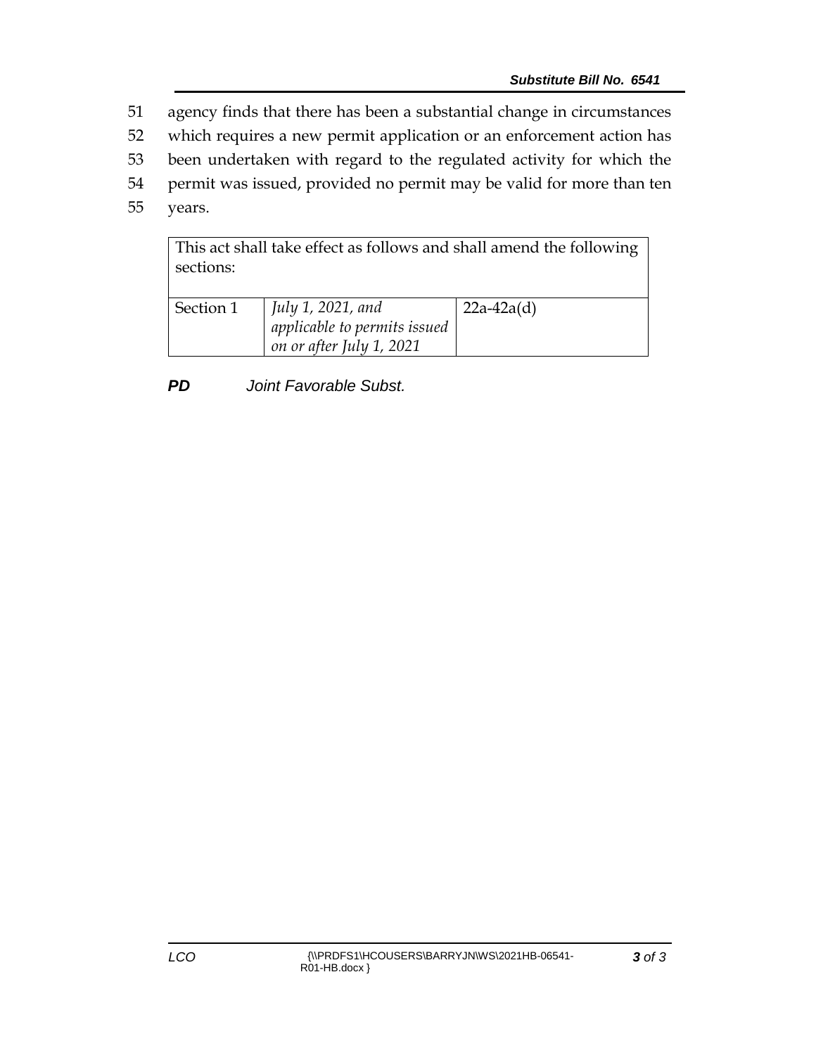51 agency finds that there has been a substantial change in circumstances
52 which requires a new permit application or an enforcement action has
53 been undertaken with regard to the regulated activity for which the
54 permit was issued, provided no permit may be valid for more than ten
55 years.

| This act shall take effect as follows and shall amend the following sections: | | |
|---|---|---|
| Section 1 | *July 1, 2021, and applicable to permits issued on or after July 1, 2021* | 22a-42a(d) |

***PD*** *Joint Favorable Subst.*